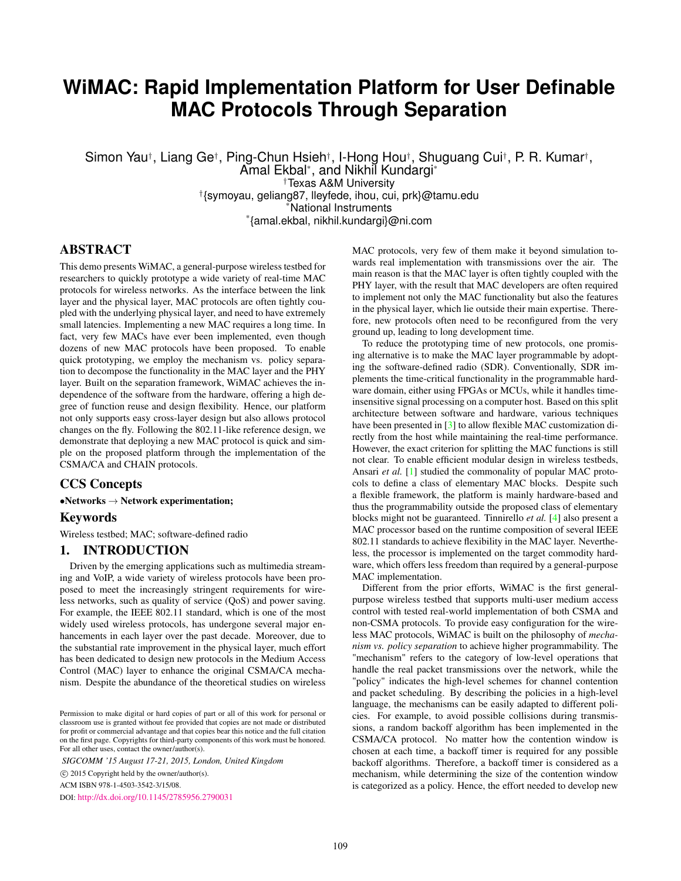# WiMAC: Rapid Implementation Platform for User Definable MAC Protocols Through Separation

Simon Yau[†], Liang Ge[†], Ping-Chun Hsieh[†], I-Hong Hou[†], Shuguang Cui[†], P. R. Kumar[†], Amal Ekbal[*], and Nikhil Kundargi[*]

[†]Texas A&M University
[†]{symoyau, geliang87, lleyfede, ihou, cui, prk}@tamu.edu
[*]National Instruments
[*]{amal.ekbal, nikhil.kundargi}@ni.com

## ABSTRACT

This demo presents WiMAC, a general-purpose wireless testbed for researchers to quickly prototype a wide variety of real-time MAC protocols for wireless networks. As the interface between the link layer and the physical layer, MAC protocols are often tightly coupled with the underlying physical layer, and need to have extremely small latencies. Implementing a new MAC requires a long time. In fact, very few MACs have ever been implemented, even though dozens of new MAC protocols have been proposed. To enable quick prototyping, we employ the mechanism vs. policy separation to decompose the functionality in the MAC layer and the PHY layer. Built on the separation framework, WiMAC achieves the independence of the software from the hardware, offering a high degree of function reuse and design flexibility. Hence, our platform not only supports easy cross-layer design but also allows protocol changes on the fly. Following the 802.11-like reference design, we demonstrate that deploying a new MAC protocol is quick and simple on the proposed platform through the implementation of the CSMA/CA and CHAIN protocols.

## CCS Concepts

•**Networks** → **Network experimentation;**

## Keywords

Wireless testbed; MAC; software-defined radio

## 1. INTRODUCTION

Driven by the emerging applications such as multimedia streaming and VoIP, a wide variety of wireless protocols have been proposed to meet the increasingly stringent requirements for wireless networks, such as quality of service (QoS) and power saving. For example, the IEEE 802.11 standard, which is one of the most widely used wireless protocols, has undergone several major enhancements in each layer over the past decade. Moreover, due to the substantial rate improvement in the physical layer, much effort has been dedicated to design new protocols in the Medium Access Control (MAC) layer to enhance the original CSMA/CA mechanism. Despite the abundance of the theoretical studies on wireless MAC protocols, very few of them make it beyond simulation towards real implementation with transmissions over the air. The main reason is that the MAC layer is often tightly coupled with the PHY layer, with the result that MAC developers are often required to implement not only the MAC functionality but also the features in the physical layer, which lie outside their main expertise. Therefore, new protocols often need to be reconfigured from the very ground up, leading to long development time.

To reduce the prototyping time of new protocols, one promising alternative is to make the MAC layer programmable by adopting the software-defined radio (SDR). Conventionally, SDR implements the time-critical functionality in the programmable hardware domain, either using FPGAs or MCUs, while it handles time-insensitive signal processing on a computer host. Based on this split architecture between software and hardware, various techniques have been presented in [3] to allow flexible MAC customization directly from the host while maintaining the real-time performance. However, the exact criterion for splitting the MAC functions is still not clear. To enable efficient modular design in wireless testbeds, Ansari *et al.* [1] studied the commonality of popular MAC protocols to define a class of elementary MAC blocks. Despite such a flexible framework, the platform is mainly hardware-based and thus the programmability outside the proposed class of elementary blocks might not be guaranteed. Tinnirello *et al.* [4] also present a MAC processor based on the runtime composition of several IEEE 802.11 standards to achieve flexibility in the MAC layer. Nevertheless, the processor is implemented on the target commodity hardware, which offers less freedom than required by a general-purpose MAC implementation.

Different from the prior efforts, WiMAC is the first general-purpose wireless testbed that supports multi-user medium access control with tested real-world implementation of both CSMA and non-CSMA protocols. To provide easy configuration for the wireless MAC protocols, WiMAC is built on the philosophy of *mechanism vs. policy separation* to achieve higher programmability. The "mechanism" refers to the category of low-level operations that handle the real packet transmissions over the network, while the "policy" indicates the high-level schemes for channel contention and packet scheduling. By describing the policies in a high-level language, the mechanisms can be easily adapted to different policies. For example, to avoid possible collisions during transmissions, a random backoff algorithm has been implemented in the CSMA/CA protocol. No matter how the contention window is chosen at each time, a backoff timer is required for any possible backoff algorithms. Therefore, a backoff timer is considered as a mechanism, while determining the size of the contention window is categorized as a policy. Hence, the effort needed to develop new

Permission to make digital or hard copies of part or all of this work for personal or classroom use is granted without fee provided that copies are not made or distributed for profit or commercial advantage and that copies bear this notice and the full citation on the first page. Copyrights for third-party components of this work must be honored. For all other uses, contact the owner/author(s).

*SIGCOMM '15 August 17-21, 2015, London, United Kingdom*

© 2015 Copyright held by the owner/author(s).

ACM ISBN 978-1-4503-3542-3/15/08.

DOI: http://dx.doi.org/10.1145/2785956.2790031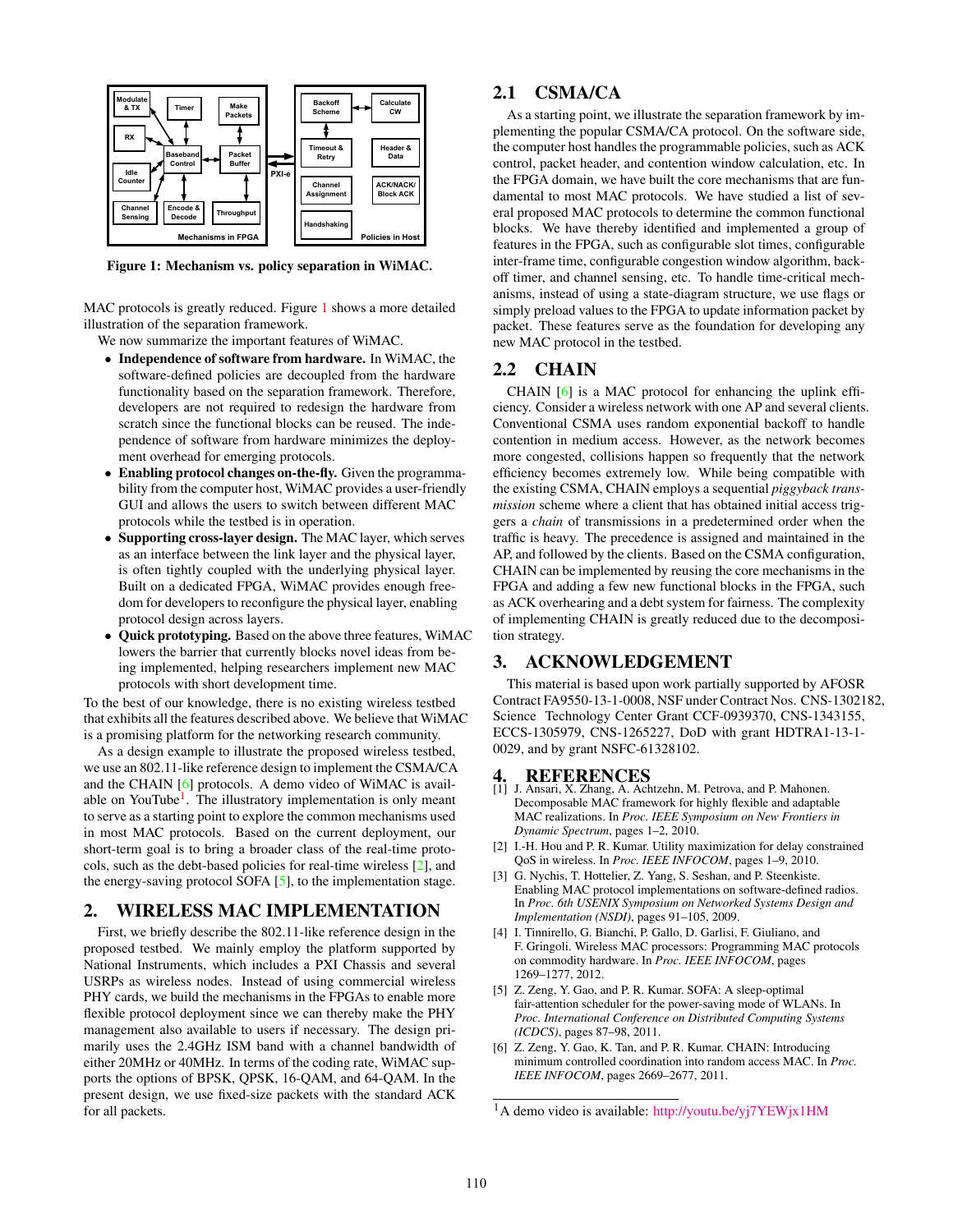Modulate & TX
Timer
Make Packets
RX
Baseband Control
Packet Buffer
Idle Counter
Channel Sensing
Encode & Decode
Throughput
Mechanisms in FPGA
PXI-e
Backoff Scheme
Calculate CW
Timeout & Retry
Header & Data
Channel Assignment
ACK/NACK/ Block ACK
Handshaking
Policies in Host

**Figure 1: Mechanism vs. policy separation in WiMAC.**

MAC protocols is greatly reduced. Figure 1 shows a more detailed illustration of the separation framework.

We now summarize the important features of WiMAC.

- **Independence of software from hardware.** In WiMAC, the software-defined policies are decoupled from the hardware functionality based on the separation framework. Therefore, developers are not required to redesign the hardware from scratch since the functional blocks can be reused. The independence of software from hardware minimizes the deployment overhead for emerging protocols.
- **Enabling protocol changes on-the-fly.** Given the programmability from the computer host, WiMAC provides a user-friendly GUI and allows the users to switch between different MAC protocols while the testbed is in operation.
- **Supporting cross-layer design.** The MAC layer, which serves as an interface between the link layer and the physical layer, is often tightly coupled with the underlying physical layer. Built on a dedicated FPGA, WiMAC provides enough freedom for developers to reconfigure the physical layer, enabling protocol design across layers.
- **Quick prototyping.** Based on the above three features, WiMAC lowers the barrier that currently blocks novel ideas from being implemented, helping researchers implement new MAC protocols with short development time.

To the best of our knowledge, there is no existing wireless testbed that exhibits all the features described above. We believe that WiMAC is a promising platform for the networking research community.

As a design example to illustrate the proposed wireless testbed, we use an 802.11-like reference design to implement the CSMA/CA and the CHAIN [6] protocols. A demo video of WiMAC is available on YouTube[1]. The illustratory implementation is only meant to serve as a starting point to explore the common mechanisms used in most MAC protocols. Based on the current deployment, our short-term goal is to bring a broader class of the real-time protocols, such as the debt-based policies for real-time wireless [2], and the energy-saving protocol SOFA [5], to the implementation stage.

## 2. WIRELESS MAC IMPLEMENTATION

First, we briefly describe the 802.11-like reference design in the proposed testbed. We mainly employ the platform supported by National Instruments, which includes a PXI Chassis and several USRPs as wireless nodes. Instead of using commercial wireless PHY cards, we build the mechanisms in the FPGAs to enable more flexible protocol deployment since we can thereby make the PHY management also available to users if necessary. The design primarily uses the 2.4GHz ISM band with a channel bandwidth of either 20MHz or 40MHz. In terms of the coding rate, WiMAC supports the options of BPSK, QPSK, 16-QAM, and 64-QAM. In the present design, we use fixed-size packets with the standard ACK for all packets.

### 2.1 CSMA/CA

As a starting point, we illustrate the separation framework by implementing the popular CSMA/CA protocol. On the software side, the computer host handles the programmable policies, such as ACK control, packet header, and contention window calculation, etc. In the FPGA domain, we have built the core mechanisms that are fundamental to most MAC protocols. We have studied a list of several proposed MAC protocols to determine the common functional blocks. We have thereby identified and implemented a group of features in the FPGA, such as configurable slot times, configurable inter-frame time, configurable congestion window algorithm, backoff timer, and channel sensing, etc. To handle time-critical mechanisms, instead of using a state-diagram structure, we use flags or simply preload values to the FPGA to update information packet by packet. These features serve as the foundation for developing any new MAC protocol in the testbed.

### 2.2 CHAIN

CHAIN [6] is a MAC protocol for enhancing the uplink efficiency. Consider a wireless network with one AP and several clients. Conventional CSMA uses random exponential backoff to handle contention in medium access. However, as the network becomes more congested, collisions happen so frequently that the network efficiency becomes extremely low. While being compatible with the existing CSMA, CHAIN employs a sequential *piggyback transmission* scheme where a client that has obtained initial access triggers a *chain* of transmissions in a predetermined order when the traffic is heavy. The precedence is assigned and maintained in the AP, and followed by the clients. Based on the CSMA configuration, CHAIN can be implemented by reusing the core mechanisms in the FPGA and adding a few new functional blocks in the FPGA, such as ACK overhearing and a debt system for fairness. The complexity of implementing CHAIN is greatly reduced due to the decomposition strategy.

## 3. ACKNOWLEDGEMENT

This material is based upon work partially supported by AFOSR Contract FA9550-13-1-0008, NSF under Contract Nos. CNS-1302182, Science Technology Center Grant CCF-0939370, CNS-1343155, ECCS-1305979, CNS-1265227, DoD with grant HDTRA1-13-1-0029, and by grant NSFC-61328102.

## 4. REFERENCES

[1] J. Ansari, X. Zhang, A. Achtzehn, M. Petrova, and P. Mahonen. Decomposable MAC framework for highly flexible and adaptable MAC realizations. In *Proc. IEEE Symposium on New Frontiers in Dynamic Spectrum*, pages 1–2, 2010.

[2] I.-H. Hou and P. R. Kumar. Utility maximization for delay constrained QoS in wireless. In *Proc. IEEE INFOCOM*, pages 1–9, 2010.

[3] G. Nychis, T. Hottelier, Z. Yang, S. Seshan, and P. Steenkiste. Enabling MAC protocol implementations on software-defined radios. In *Proc. 6th USENIX Symposium on Networked Systems Design and Implementation (NSDI)*, pages 91–105, 2009.

[4] I. Tinnirello, G. Bianchi, P. Gallo, D. Garlisi, F. Giuliano, and F. Gringoli. Wireless MAC processors: Programming MAC protocols on commodity hardware. In *Proc. IEEE INFOCOM*, pages 1269–1277, 2012.

[5] Z. Zeng, Y. Gao, and P. R. Kumar. SOFA: A sleep-optimal fair-attention scheduler for the power-saving mode of WLANs. In *Proc. International Conference on Distributed Computing Systems (ICDCS)*, pages 87–98, 2011.

[6] Z. Zeng, Y. Gao, K. Tan, and P. R. Kumar. CHAIN: Introducing minimum controlled coordination into random access MAC. In *Proc. IEEE INFOCOM*, pages 2669–2677, 2011.

[1] A demo video is available: http://youtu.be/yj7YEWjx1HM